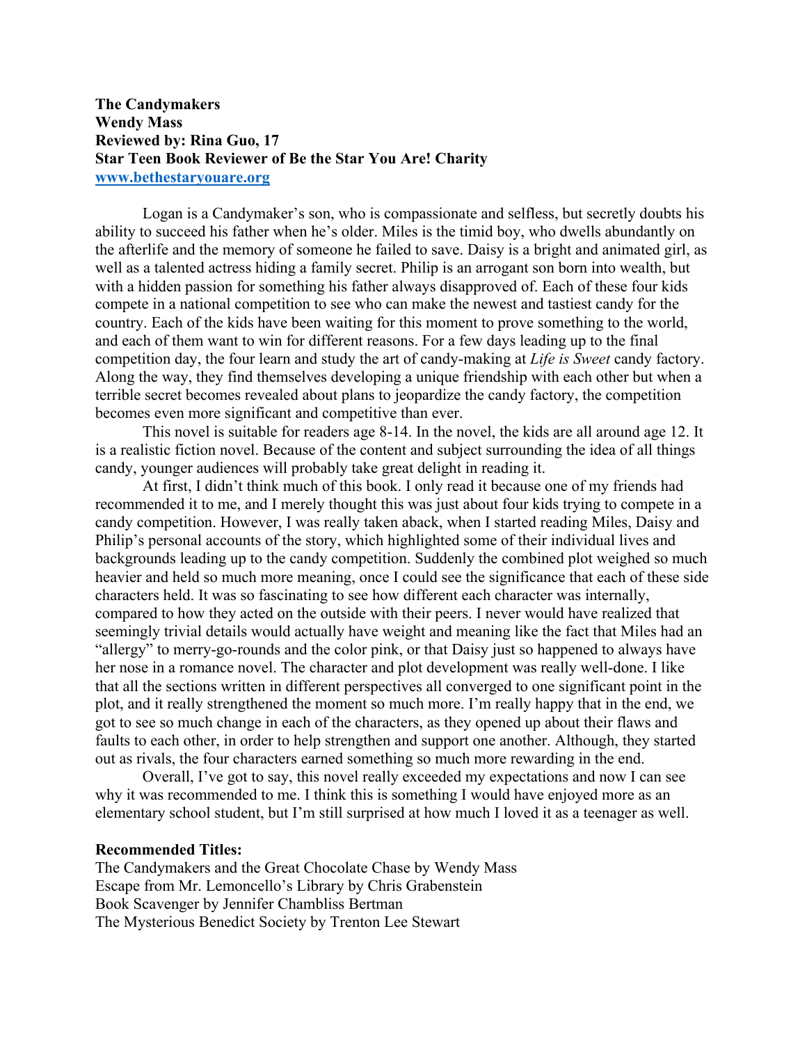**The Candymakers**
**Wendy Mass**
**Reviewed by: Rina Guo, 17**
**Star Teen Book Reviewer of Be the Star You Are! Charity**
**www.bethestaryouare.org**

Logan is a Candymaker's son, who is compassionate and selfless, but secretly doubts his ability to succeed his father when he's older. Miles is the timid boy, who dwells abundantly on the afterlife and the memory of someone he failed to save. Daisy is a bright and animated girl, as well as a talented actress hiding a family secret. Philip is an arrogant son born into wealth, but with a hidden passion for something his father always disapproved of. Each of these four kids compete in a national competition to see who can make the newest and tastiest candy for the country. Each of the kids have been waiting for this moment to prove something to the world, and each of them want to win for different reasons. For a few days leading up to the final competition day, the four learn and study the art of candy-making at *Life is Sweet* candy factory. Along the way, they find themselves developing a unique friendship with each other but when a terrible secret becomes revealed about plans to jeopardize the candy factory, the competition becomes even more significant and competitive than ever.

This novel is suitable for readers age 8-14. In the novel, the kids are all around age 12. It is a realistic fiction novel. Because of the content and subject surrounding the idea of all things candy, younger audiences will probably take great delight in reading it.

At first, I didn't think much of this book. I only read it because one of my friends had recommended it to me, and I merely thought this was just about four kids trying to compete in a candy competition. However, I was really taken aback, when I started reading Miles, Daisy and Philip's personal accounts of the story, which highlighted some of their individual lives and backgrounds leading up to the candy competition. Suddenly the combined plot weighed so much heavier and held so much more meaning, once I could see the significance that each of these side characters held. It was so fascinating to see how different each character was internally, compared to how they acted on the outside with their peers. I never would have realized that seemingly trivial details would actually have weight and meaning like the fact that Miles had an "allergy" to merry-go-rounds and the color pink, or that Daisy just so happened to always have her nose in a romance novel. The character and plot development was really well-done. I like that all the sections written in different perspectives all converged to one significant point in the plot, and it really strengthened the moment so much more. I'm really happy that in the end, we got to see so much change in each of the characters, as they opened up about their flaws and faults to each other, in order to help strengthen and support one another. Although, they started out as rivals, the four characters earned something so much more rewarding in the end.

Overall, I've got to say, this novel really exceeded my expectations and now I can see why it was recommended to me. I think this is something I would have enjoyed more as an elementary school student, but I'm still surprised at how much I loved it as a teenager as well.

**Recommended Titles:**
The Candymakers and the Great Chocolate Chase by Wendy Mass
Escape from Mr. Lemoncello's Library by Chris Grabenstein
Book Scavenger by Jennifer Chambliss Bertman
The Mysterious Benedict Society by Trenton Lee Stewart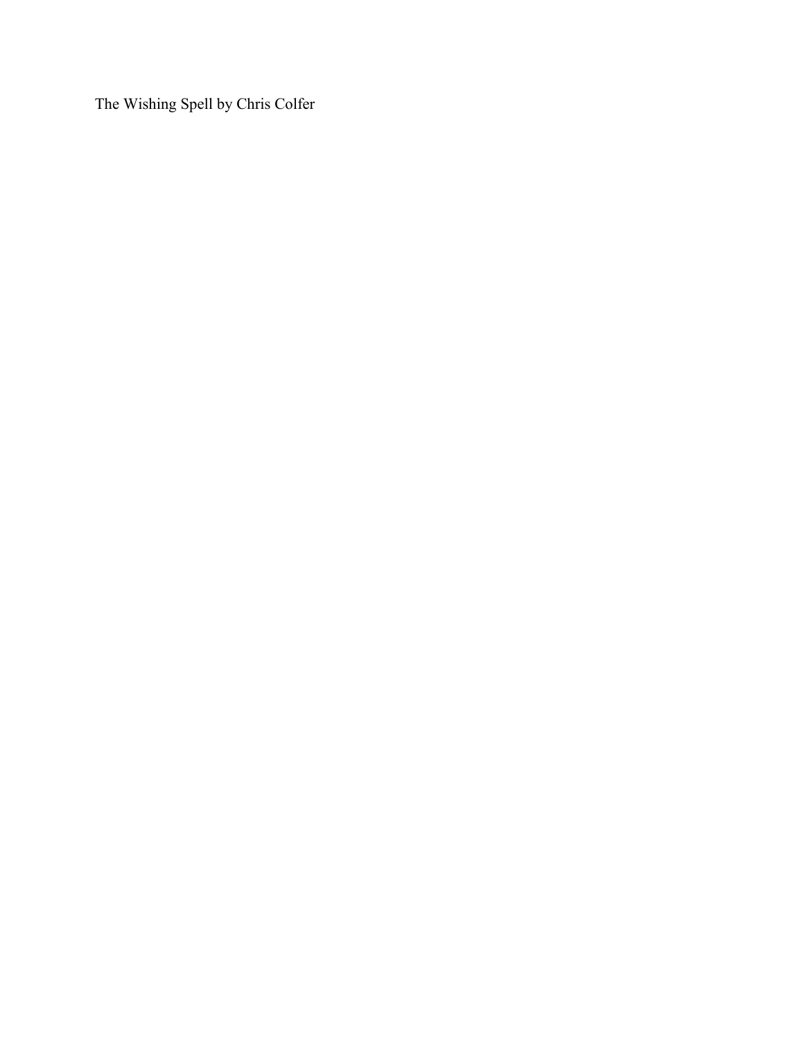The Wishing Spell by Chris Colfer